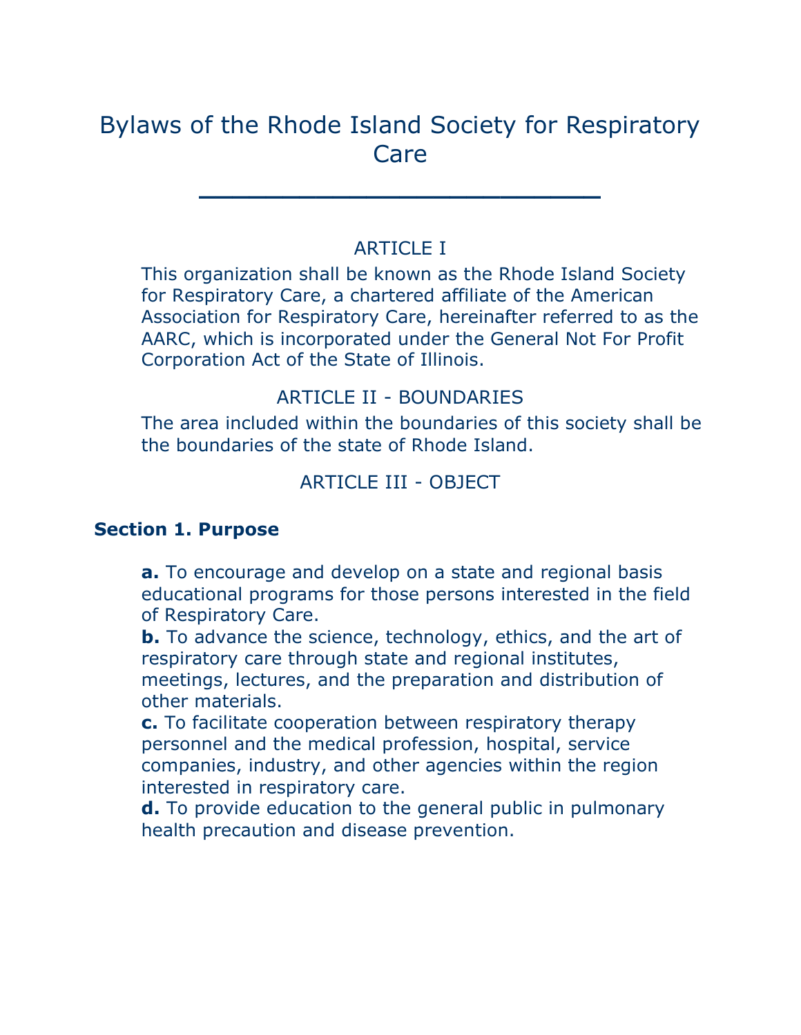# Bylaws of the Rhode Island Society for Respiratory Care

## ARTICLE I

This organization shall be known as the Rhode Island Society for Respiratory Care, a chartered affiliate of the American Association for Respiratory Care, hereinafter referred to as the AARC, which is incorporated under the General Not For Profit Corporation Act of the State of Illinois.

## ARTICLE II - BOUNDARIES

The area included within the boundaries of this society shall be the boundaries of the state of Rhode Island.

## ARTICLE III - OBJECT

### Section 1. Purpose

**a.** To encourage and develop on a state and regional basis educational programs for those persons interested in the field of Respiratory Care.
**b.** To advance the science, technology, ethics, and the art of respiratory care through state and regional institutes, meetings, lectures, and the preparation and distribution of other materials.
**c.** To facilitate cooperation between respiratory therapy personnel and the medical profession, hospital, service companies, industry, and other agencies within the region interested in respiratory care.
**d.** To provide education to the general public in pulmonary health precaution and disease prevention.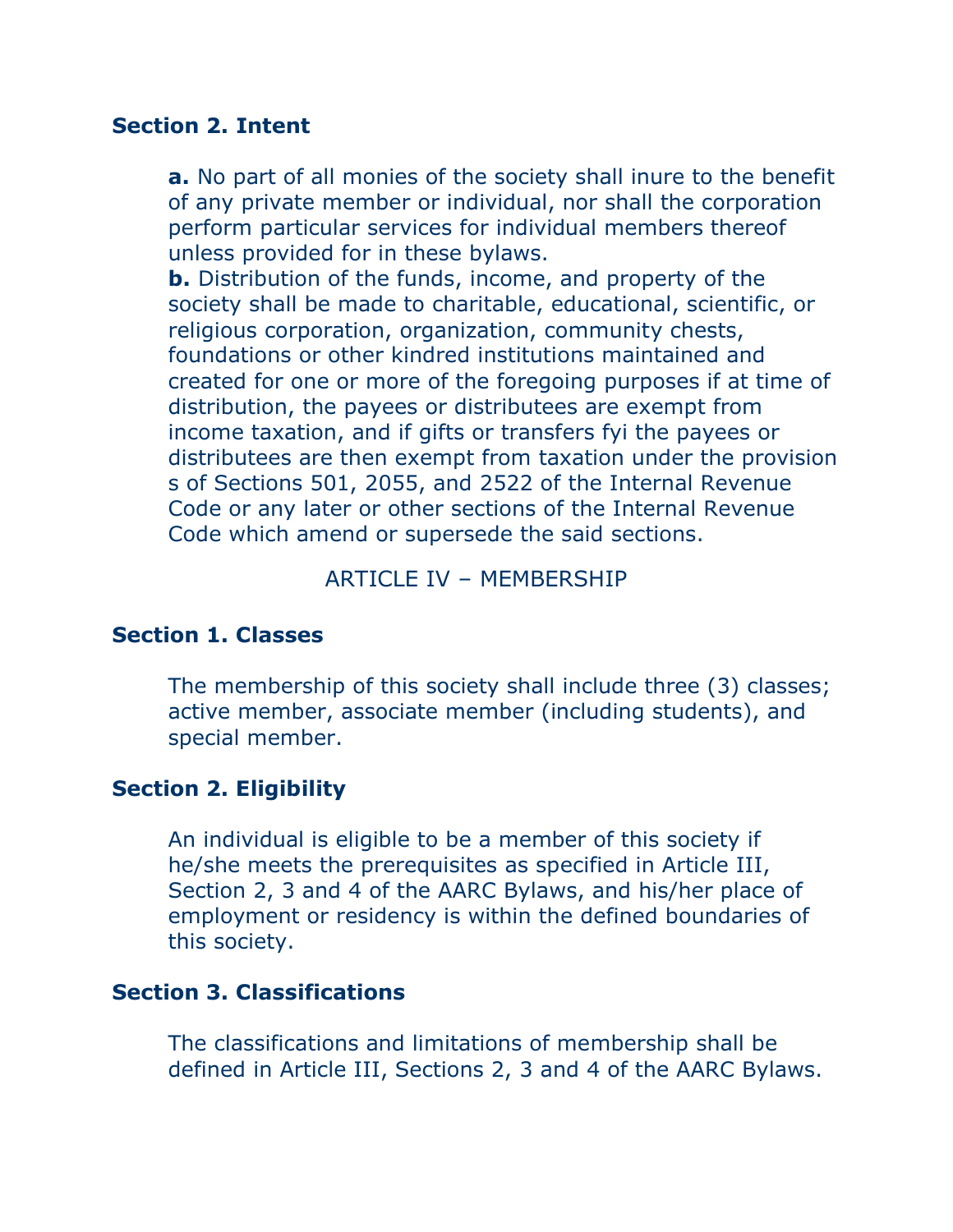### Section 2. Intent

**a.** No part of all monies of the society shall inure to the benefit of any private member or individual, nor shall the corporation perform particular services for individual members thereof unless provided for in these bylaws.
**b.** Distribution of the funds, income, and property of the society shall be made to charitable, educational, scientific, or religious corporation, organization, community chests, foundations or other kindred institutions maintained and created for one or more of the foregoing purposes if at time of distribution, the payees or distributees are exempt from income taxation, and if gifts or transfers fyi the payees or distributees are then exempt from taxation under the provision s of Sections 501, 2055, and 2522 of the Internal Revenue Code or any later or other sections of the Internal Revenue Code which amend or supersede the said sections.

## ARTICLE IV – MEMBERSHIP

### Section 1. Classes

The membership of this society shall include three (3) classes; active member, associate member (including students), and special member.

### Section 2. Eligibility

An individual is eligible to be a member of this society if he/she meets the prerequisites as specified in Article III, Section 2, 3 and 4 of the AARC Bylaws, and his/her place of employment or residency is within the defined boundaries of this society.

### Section 3. Classifications

The classifications and limitations of membership shall be defined in Article III, Sections 2, 3 and 4 of the AARC Bylaws.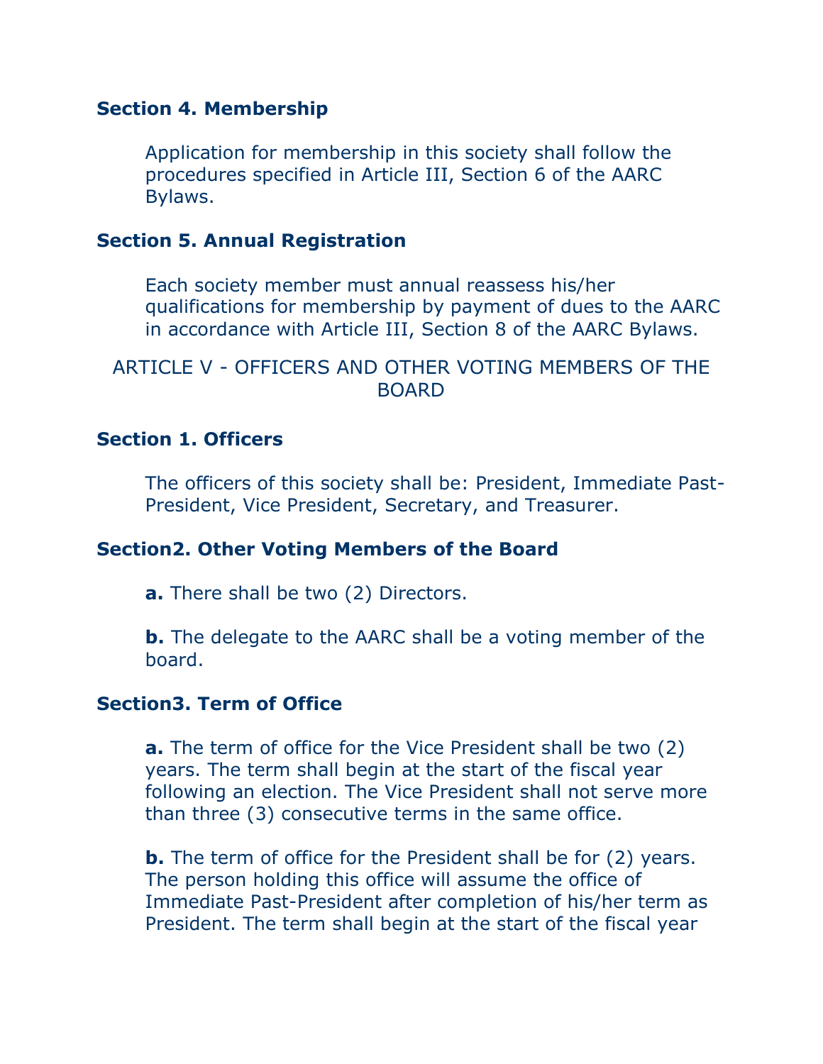### Section 4. Membership

Application for membership in this society shall follow the procedures specified in Article III, Section 6 of the AARC Bylaws.

### Section 5. Annual Registration

Each society member must annual reassess his/her qualifications for membership by payment of dues to the AARC in accordance with Article III, Section 8 of the AARC Bylaws.

## ARTICLE V - OFFICERS AND OTHER VOTING MEMBERS OF THE BOARD

### Section 1. Officers

The officers of this society shall be: President, Immediate Past-President, Vice President, Secretary, and Treasurer.

### Section2. Other Voting Members of the Board

**a.** There shall be two (2) Directors.

**b.** The delegate to the AARC shall be a voting member of the board.

### Section3. Term of Office

**a.** The term of office for the Vice President shall be two (2) years. The term shall begin at the start of the fiscal year following an election. The Vice President shall not serve more than three (3) consecutive terms in the same office.

**b.** The term of office for the President shall be for (2) years. The person holding this office will assume the office of Immediate Past-President after completion of his/her term as President. The term shall begin at the start of the fiscal year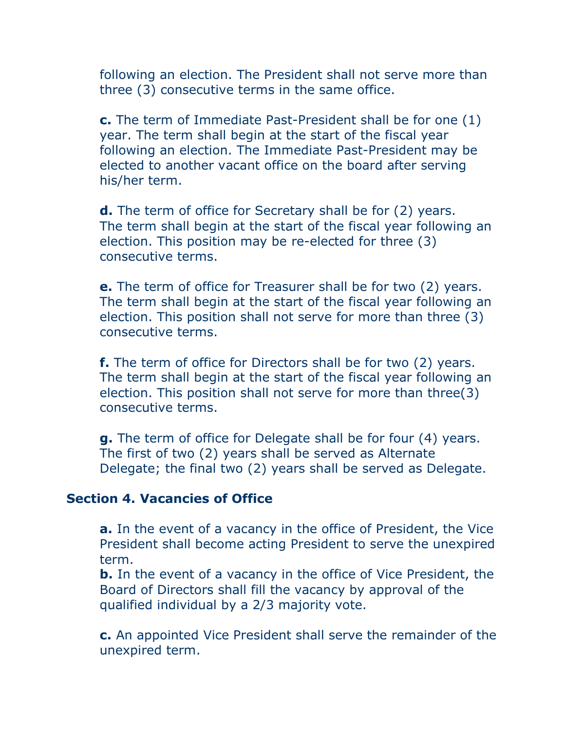following an election. The President shall not serve more than three (3) consecutive terms in the same office.

**c.** The term of Immediate Past-President shall be for one (1) year. The term shall begin at the start of the fiscal year following an election. The Immediate Past-President may be elected to another vacant office on the board after serving his/her term.

**d.** The term of office for Secretary shall be for (2) years. The term shall begin at the start of the fiscal year following an election. This position may be re-elected for three (3) consecutive terms.

**e.** The term of office for Treasurer shall be for two (2) years. The term shall begin at the start of the fiscal year following an election. This position shall not serve for more than three (3) consecutive terms.

**f.** The term of office for Directors shall be for two (2) years. The term shall begin at the start of the fiscal year following an election. This position shall not serve for more than three(3) consecutive terms.

**g.** The term of office for Delegate shall be for four (4) years. The first of two (2) years shall be served as Alternate Delegate; the final two (2) years shall be served as Delegate.

### Section 4. Vacancies of Office

**a.** In the event of a vacancy in the office of President, the Vice President shall become acting President to serve the unexpired term.

**b.** In the event of a vacancy in the office of Vice President, the Board of Directors shall fill the vacancy by approval of the qualified individual by a 2/3 majority vote.

**c.** An appointed Vice President shall serve the remainder of the unexpired term.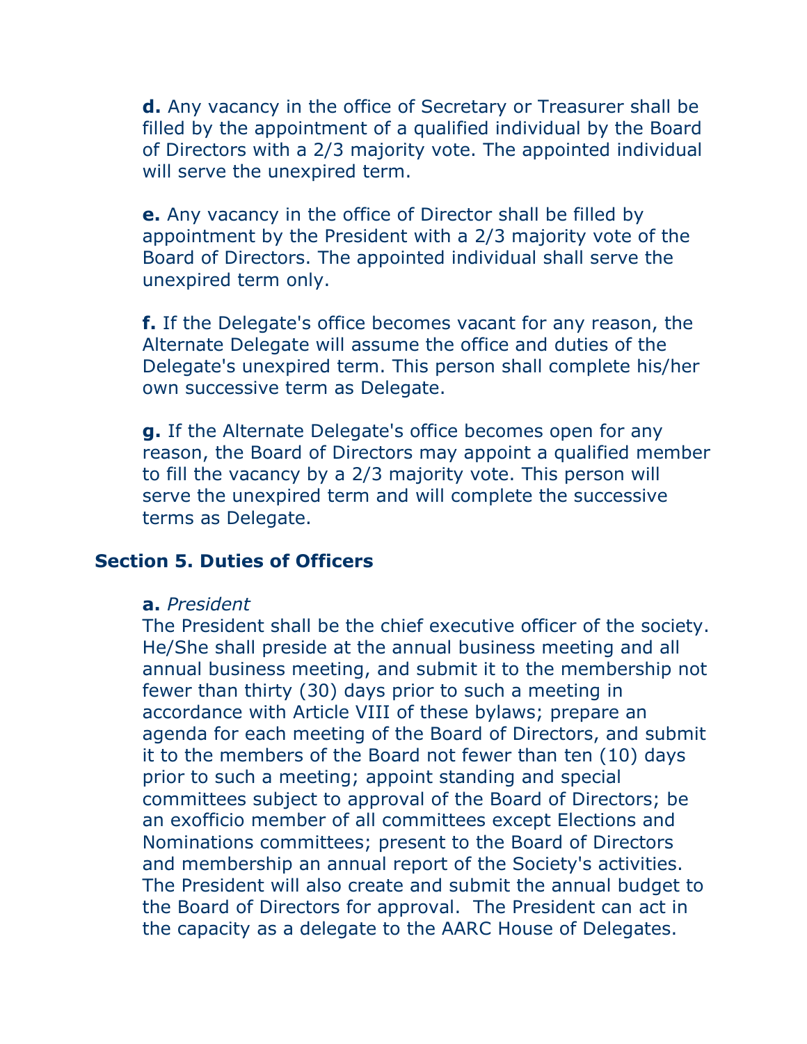**d.** Any vacancy in the office of Secretary or Treasurer shall be filled by the appointment of a qualified individual by the Board of Directors with a 2/3 majority vote. The appointed individual will serve the unexpired term.

**e.** Any vacancy in the office of Director shall be filled by appointment by the President with a 2/3 majority vote of the Board of Directors. The appointed individual shall serve the unexpired term only.

**f.** If the Delegate's office becomes vacant for any reason, the Alternate Delegate will assume the office and duties of the Delegate's unexpired term. This person shall complete his/her own successive term as Delegate.

**g.** If the Alternate Delegate's office becomes open for any reason, the Board of Directors may appoint a qualified member to fill the vacancy by a 2/3 majority vote. This person will serve the unexpired term and will complete the successive terms as Delegate.

## Section 5. Duties of Officers

**a.** *President*
The President shall be the chief executive officer of the society. He/She shall preside at the annual business meeting and all annual business meeting, and submit it to the membership not fewer than thirty (30) days prior to such a meeting in accordance with Article VIII of these bylaws; prepare an agenda for each meeting of the Board of Directors, and submit it to the members of the Board not fewer than ten (10) days prior to such a meeting; appoint standing and special committees subject to approval of the Board of Directors; be an exofficio member of all committees except Elections and Nominations committees; present to the Board of Directors and membership an annual report of the Society's activities. The President will also create and submit the annual budget to the Board of Directors for approval. The President can act in the capacity as a delegate to the AARC House of Delegates.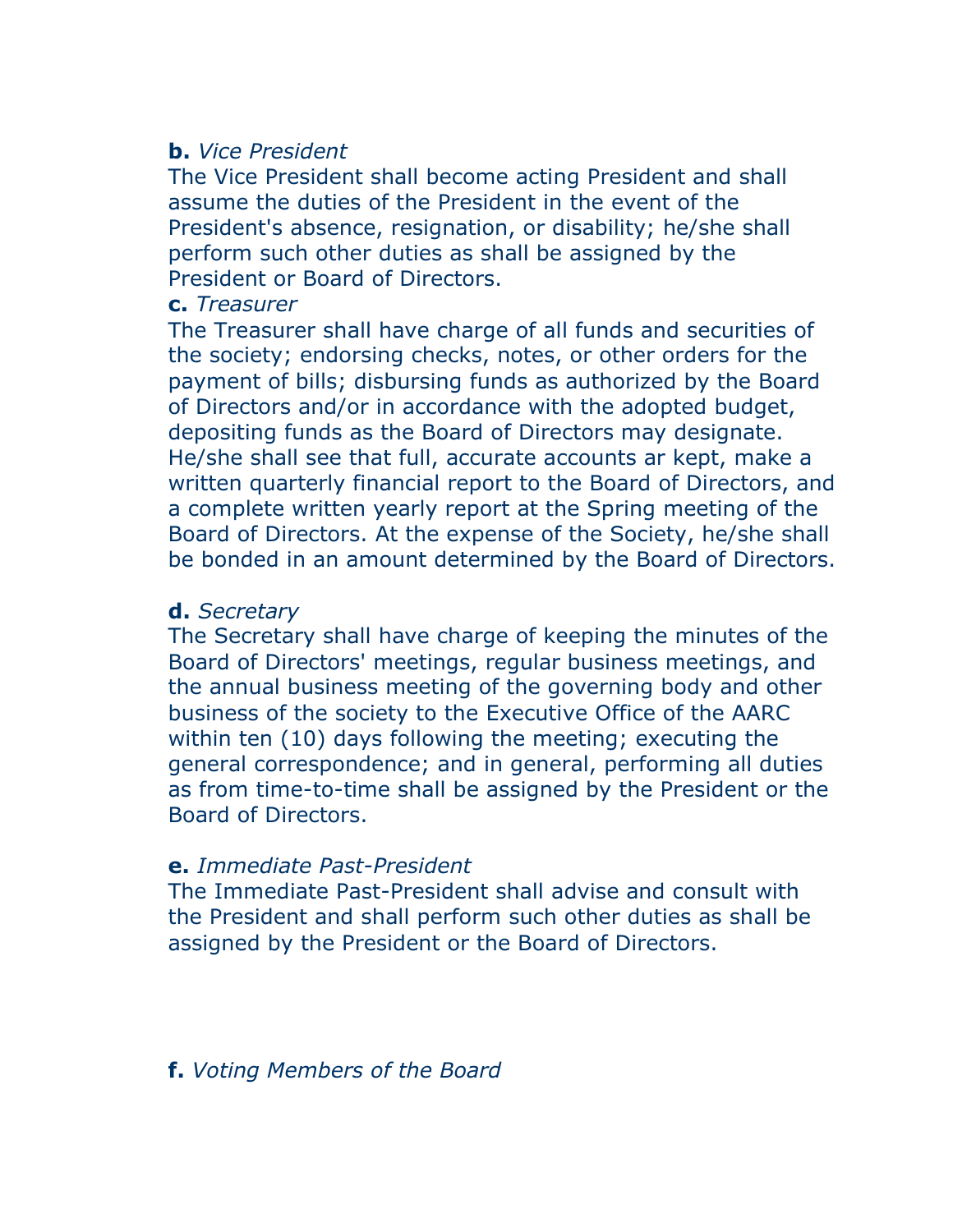**b.** *Vice President*
The Vice President shall become acting President and shall assume the duties of the President in the event of the President's absence, resignation, or disability; he/she shall perform such other duties as shall be assigned by the President or Board of Directors.

**c.** *Treasurer*
The Treasurer shall have charge of all funds and securities of the society; endorsing checks, notes, or other orders for the payment of bills; disbursing funds as authorized by the Board of Directors and/or in accordance with the adopted budget, depositing funds as the Board of Directors may designate. He/she shall see that full, accurate accounts ar kept, make a written quarterly financial report to the Board of Directors, and a complete written yearly report at the Spring meeting of the Board of Directors. At the expense of the Society, he/she shall be bonded in an amount determined by the Board of Directors.

**d.** *Secretary*
The Secretary shall have charge of keeping the minutes of the Board of Directors' meetings, regular business meetings, and the annual business meeting of the governing body and other business of the society to the Executive Office of the AARC within ten (10) days following the meeting; executing the general correspondence; and in general, performing all duties as from time-to-time shall be assigned by the President or the Board of Directors.

**e.** *Immediate Past-President*
The Immediate Past-President shall advise and consult with the President and shall perform such other duties as shall be assigned by the President or the Board of Directors.

**f.** *Voting Members of the Board*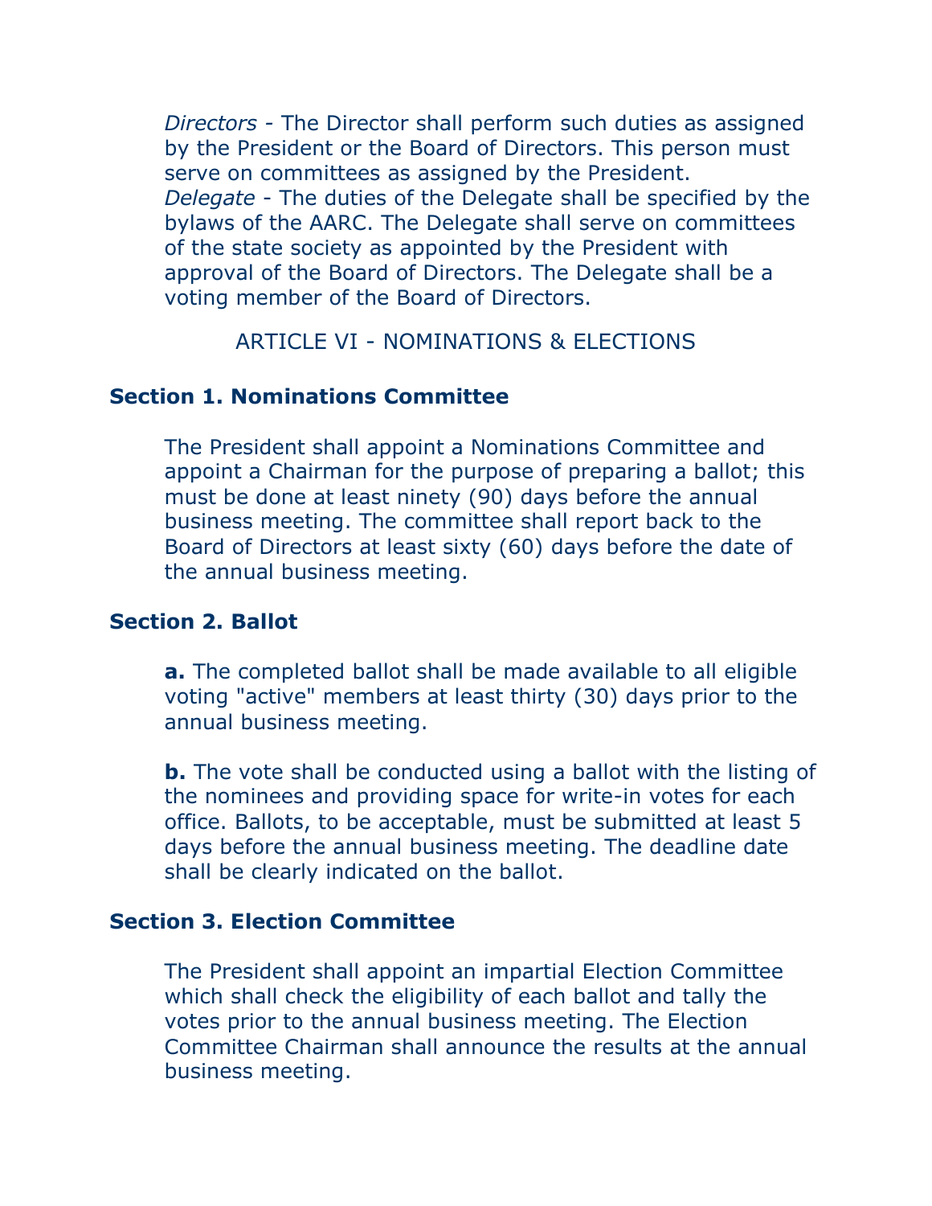*Directors* - The Director shall perform such duties as assigned by the President or the Board of Directors. This person must serve on committees as assigned by the President.
*Delegate* - The duties of the Delegate shall be specified by the bylaws of the AARC. The Delegate shall serve on committees of the state society as appointed by the President with approval of the Board of Directors. The Delegate shall be a voting member of the Board of Directors.

## ARTICLE VI - NOMINATIONS & ELECTIONS

### Section 1. Nominations Committee

The President shall appoint a Nominations Committee and appoint a Chairman for the purpose of preparing a ballot; this must be done at least ninety (90) days before the annual business meeting. The committee shall report back to the Board of Directors at least sixty (60) days before the date of the annual business meeting.

### Section 2. Ballot

**a.** The completed ballot shall be made available to all eligible voting "active" members at least thirty (30) days prior to the annual business meeting.

**b.** The vote shall be conducted using a ballot with the listing of the nominees and providing space for write-in votes for each office. Ballots, to be acceptable, must be submitted at least 5 days before the annual business meeting. The deadline date shall be clearly indicated on the ballot.

### Section 3. Election Committee

The President shall appoint an impartial Election Committee which shall check the eligibility of each ballot and tally the votes prior to the annual business meeting. The Election Committee Chairman shall announce the results at the annual business meeting.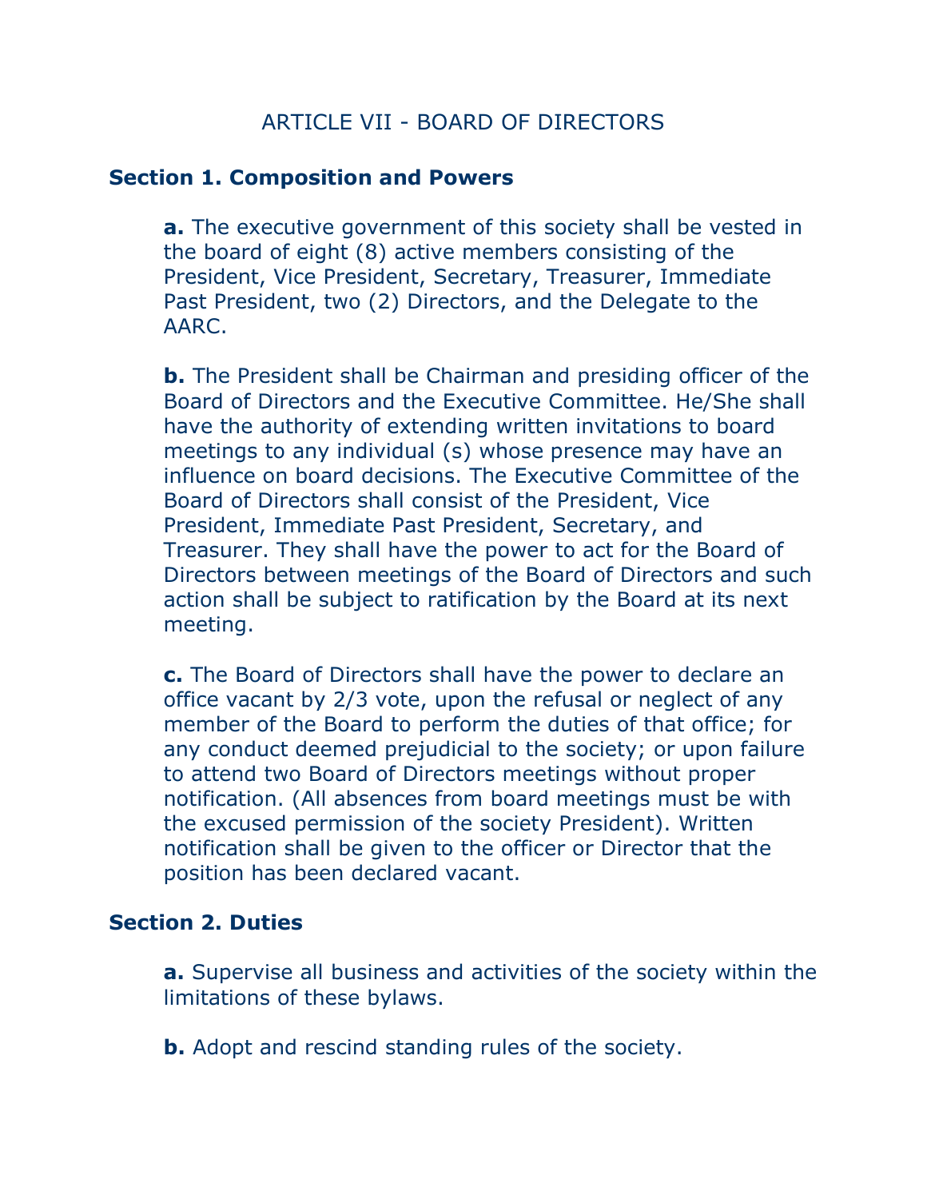## ARTICLE VII - BOARD OF DIRECTORS

### Section 1. Composition and Powers

**a.** The executive government of this society shall be vested in the board of eight (8) active members consisting of the President, Vice President, Secretary, Treasurer, Immediate Past President, two (2) Directors, and the Delegate to the AARC.

**b.** The President shall be Chairman and presiding officer of the Board of Directors and the Executive Committee. He/She shall have the authority of extending written invitations to board meetings to any individual (s) whose presence may have an influence on board decisions. The Executive Committee of the Board of Directors shall consist of the President, Vice President, Immediate Past President, Secretary, and Treasurer. They shall have the power to act for the Board of Directors between meetings of the Board of Directors and such action shall be subject to ratification by the Board at its next meeting.

**c.** The Board of Directors shall have the power to declare an office vacant by 2/3 vote, upon the refusal or neglect of any member of the Board to perform the duties of that office; for any conduct deemed prejudicial to the society; or upon failure to attend two Board of Directors meetings without proper notification. (All absences from board meetings must be with the excused permission of the society President). Written notification shall be given to the officer or Director that the position has been declared vacant.

### Section 2. Duties

**a.** Supervise all business and activities of the society within the limitations of these bylaws.

**b.** Adopt and rescind standing rules of the society.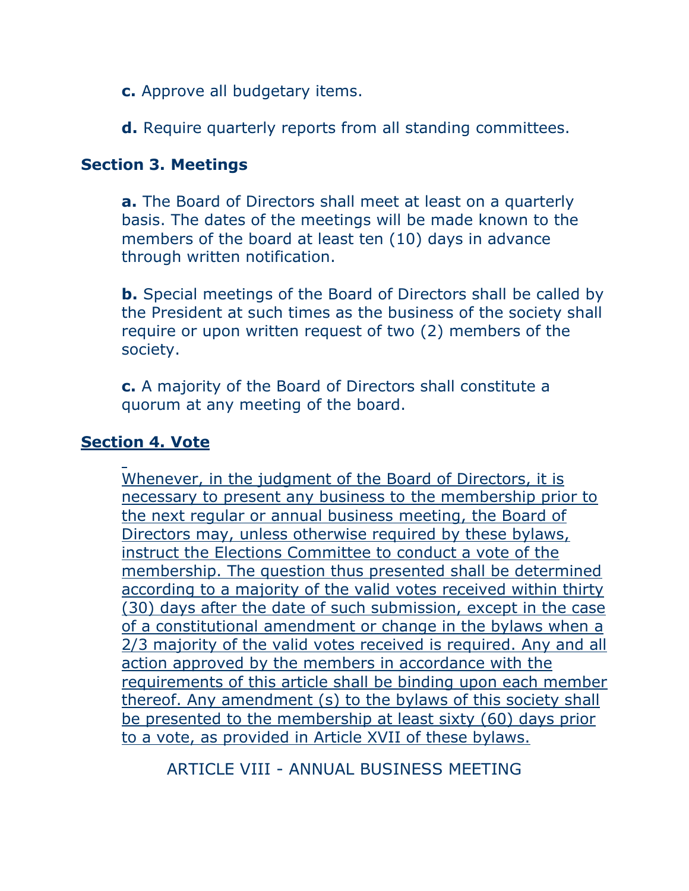**c.** Approve all budgetary items.

**d.** Require quarterly reports from all standing committees.

**Section 3. Meetings**

**a.** The Board of Directors shall meet at least on a quarterly basis. The dates of the meetings will be made known to the members of the board at least ten (10) days in advance through written notification.

**b.** Special meetings of the Board of Directors shall be called by the President at such times as the business of the society shall require or upon written request of two (2) members of the society.

**c.** A majority of the Board of Directors shall constitute a quorum at any meeting of the board.

<u>**Section 4. Vote**</u>

<u>Whenever, in the judgment of the Board of Directors, it is necessary to present any business to the membership prior to the next regular or annual business meeting, the Board of Directors may, unless otherwise required by these bylaws, instruct the Elections Committee to conduct a vote of the membership. The question thus presented shall be determined according to a majority of the valid votes received within thirty (30) days after the date of such submission, except in the case of a constitutional amendment or change in the bylaws when a 2/3 majority of the valid votes received is required. Any and all action approved by the members in accordance with the requirements of this article shall be binding upon each member thereof. Any amendment (s) to the bylaws of this society shall be presented to the membership at least sixty (60) days prior to a vote, as provided in Article XVII of these bylaws.</u>

ARTICLE VIII - ANNUAL BUSINESS MEETING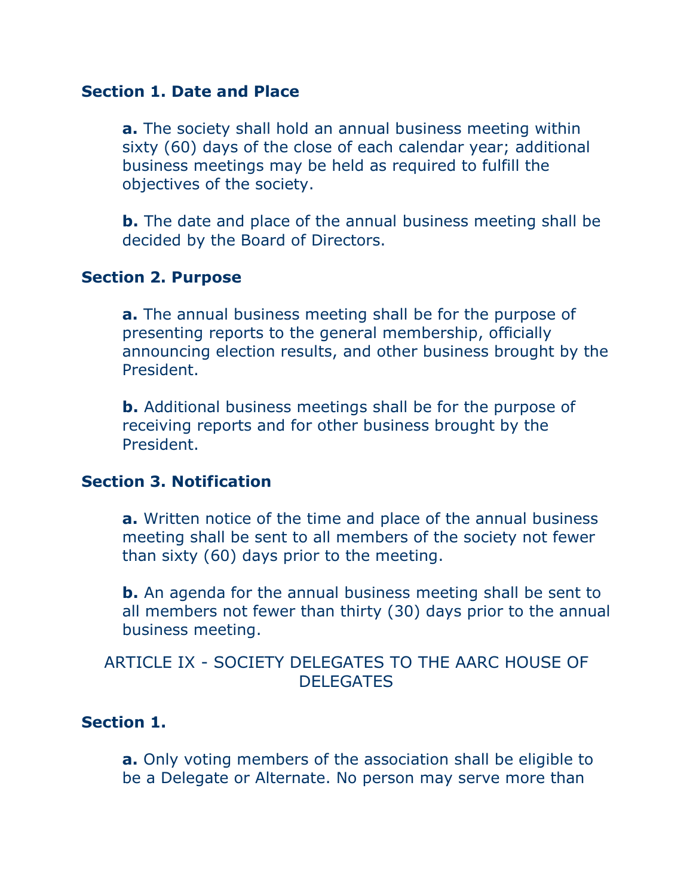### Section 1. Date and Place

**a.** The society shall hold an annual business meeting within sixty (60) days of the close of each calendar year; additional business meetings may be held as required to fulfill the objectives of the society.

**b.** The date and place of the annual business meeting shall be decided by the Board of Directors.

### Section 2. Purpose

**a.** The annual business meeting shall be for the purpose of presenting reports to the general membership, officially announcing election results, and other business brought by the President.

**b.** Additional business meetings shall be for the purpose of receiving reports and for other business brought by the President.

### Section 3. Notification

**a.** Written notice of the time and place of the annual business meeting shall be sent to all members of the society not fewer than sixty (60) days prior to the meeting.

**b.** An agenda for the annual business meeting shall be sent to all members not fewer than thirty (30) days prior to the annual business meeting.

## ARTICLE IX - SOCIETY DELEGATES TO THE AARC HOUSE OF DELEGATES

### Section 1.

**a.** Only voting members of the association shall be eligible to be a Delegate or Alternate. No person may serve more than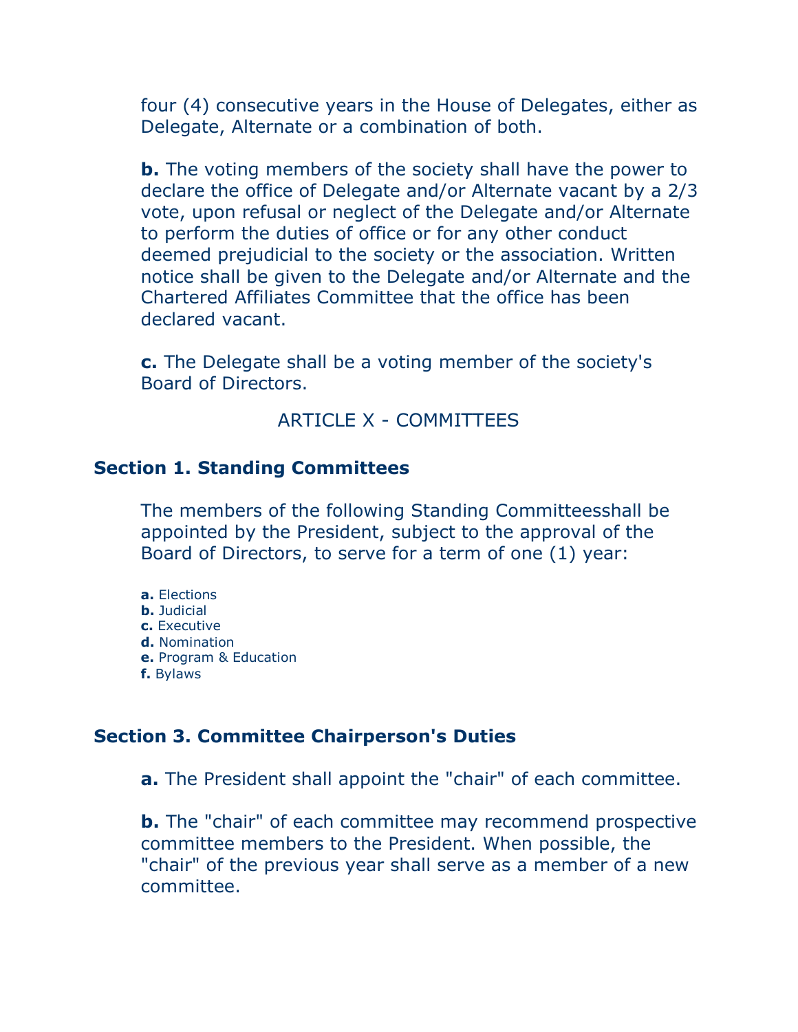four (4) consecutive years in the House of Delegates, either as Delegate, Alternate or a combination of both.

**b.** The voting members of the society shall have the power to declare the office of Delegate and/or Alternate vacant by a 2/3 vote, upon refusal or neglect of the Delegate and/or Alternate to perform the duties of office or for any other conduct deemed prejudicial to the society or the association. Written notice shall be given to the Delegate and/or Alternate and the Chartered Affiliates Committee that the office has been declared vacant.

**c.** The Delegate shall be a voting member of the society's Board of Directors.

## ARTICLE X - COMMITTEES

### Section 1. Standing Committees

The members of the following Standing Committeesshall be appointed by the President, subject to the approval of the Board of Directors, to serve for a term of one (1) year:

**a.** Elections
**b.** Judicial
**c.** Executive
**d.** Nomination
**e.** Program & Education
**f.** Bylaws

### Section 3. Committee Chairperson's Duties

**a.** The President shall appoint the "chair" of each committee.

**b.** The "chair" of each committee may recommend prospective committee members to the President. When possible, the "chair" of the previous year shall serve as a member of a new committee.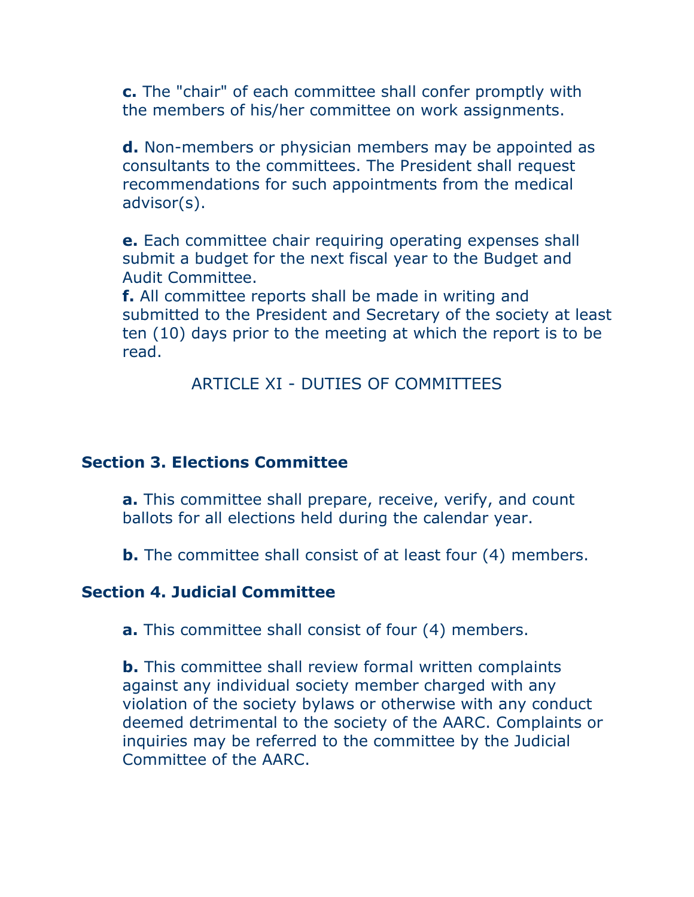**c.** The "chair" of each committee shall confer promptly with the members of his/her committee on work assignments.

**d.** Non-members or physician members may be appointed as consultants to the committees. The President shall request recommendations for such appointments from the medical advisor(s).

**e.** Each committee chair requiring operating expenses shall submit a budget for the next fiscal year to the Budget and Audit Committee.

**f.** All committee reports shall be made in writing and submitted to the President and Secretary of the society at least ten (10) days prior to the meeting at which the report is to be read.

## ARTICLE XI - DUTIES OF COMMITTEES

### Section 3. Elections Committee

**a.** This committee shall prepare, receive, verify, and count ballots for all elections held during the calendar year.

**b.** The committee shall consist of at least four (4) members.

### Section 4. Judicial Committee

**a.** This committee shall consist of four (4) members.

**b.** This committee shall review formal written complaints against any individual society member charged with any violation of the society bylaws or otherwise with any conduct deemed detrimental to the society of the AARC. Complaints or inquiries may be referred to the committee by the Judicial Committee of the AARC.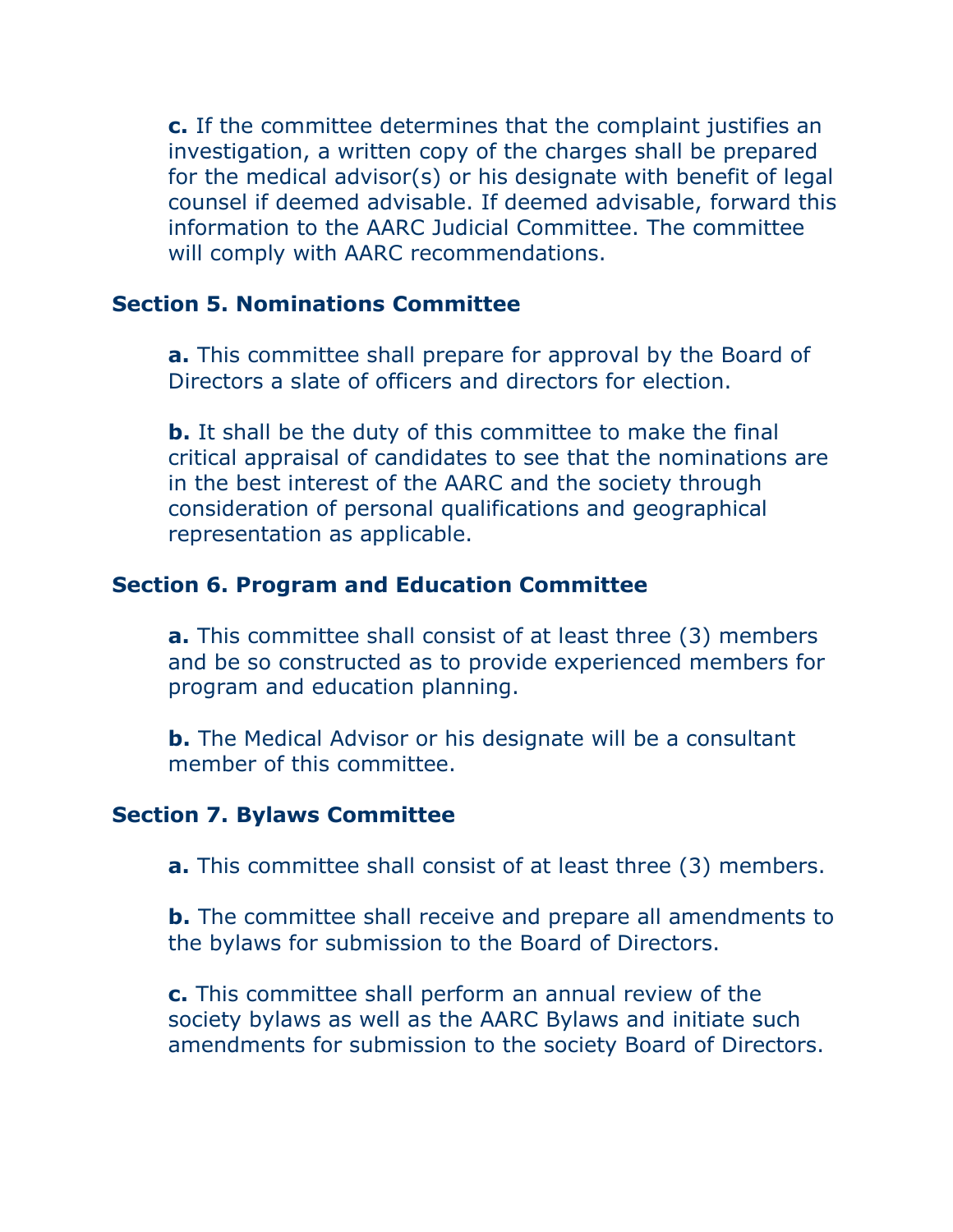**c.** If the committee determines that the complaint justifies an investigation, a written copy of the charges shall be prepared for the medical advisor(s) or his designate with benefit of legal counsel if deemed advisable. If deemed advisable, forward this information to the AARC Judicial Committee. The committee will comply with AARC recommendations.

### Section 5. Nominations Committee

**a.** This committee shall prepare for approval by the Board of Directors a slate of officers and directors for election.

**b.** It shall be the duty of this committee to make the final critical appraisal of candidates to see that the nominations are in the best interest of the AARC and the society through consideration of personal qualifications and geographical representation as applicable.

### Section 6. Program and Education Committee

**a.** This committee shall consist of at least three (3) members and be so constructed as to provide experienced members for program and education planning.

**b.** The Medical Advisor or his designate will be a consultant member of this committee.

### Section 7. Bylaws Committee

**a.** This committee shall consist of at least three (3) members.

**b.** The committee shall receive and prepare all amendments to the bylaws for submission to the Board of Directors.

**c.** This committee shall perform an annual review of the society bylaws as well as the AARC Bylaws and initiate such amendments for submission to the society Board of Directors.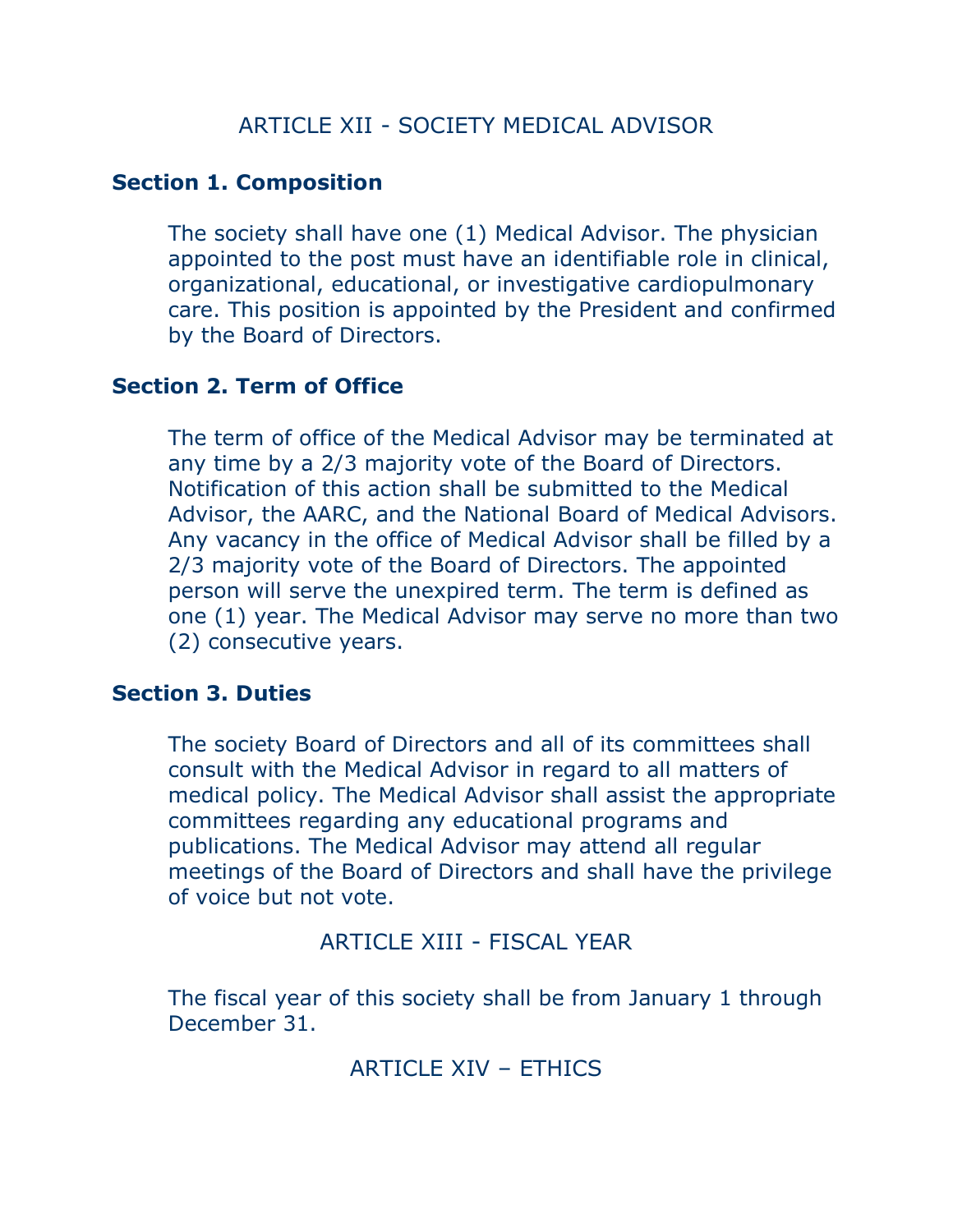# ARTICLE XII - SOCIETY MEDICAL ADVISOR

**Section 1. Composition**

The society shall have one (1) Medical Advisor. The physician appointed to the post must have an identifiable role in clinical, organizational, educational, or investigative cardiopulmonary care. This position is appointed by the President and confirmed by the Board of Directors.

**Section 2. Term of Office**

The term of office of the Medical Advisor may be terminated at any time by a 2/3 majority vote of the Board of Directors. Notification of this action shall be submitted to the Medical Advisor, the AARC, and the National Board of Medical Advisors. Any vacancy in the office of Medical Advisor shall be filled by a 2/3 majority vote of the Board of Directors. The appointed person will serve the unexpired term. The term is defined as one (1) year. The Medical Advisor may serve no more than two (2) consecutive years.

**Section 3. Duties**

The society Board of Directors and all of its committees shall consult with the Medical Advisor in regard to all matters of medical policy. The Medical Advisor shall assist the appropriate committees regarding any educational programs and publications. The Medical Advisor may attend all regular meetings of the Board of Directors and shall have the privilege of voice but not vote.

# ARTICLE XIII - FISCAL YEAR

The fiscal year of this society shall be from January 1 through December 31.

# ARTICLE XIV – ETHICS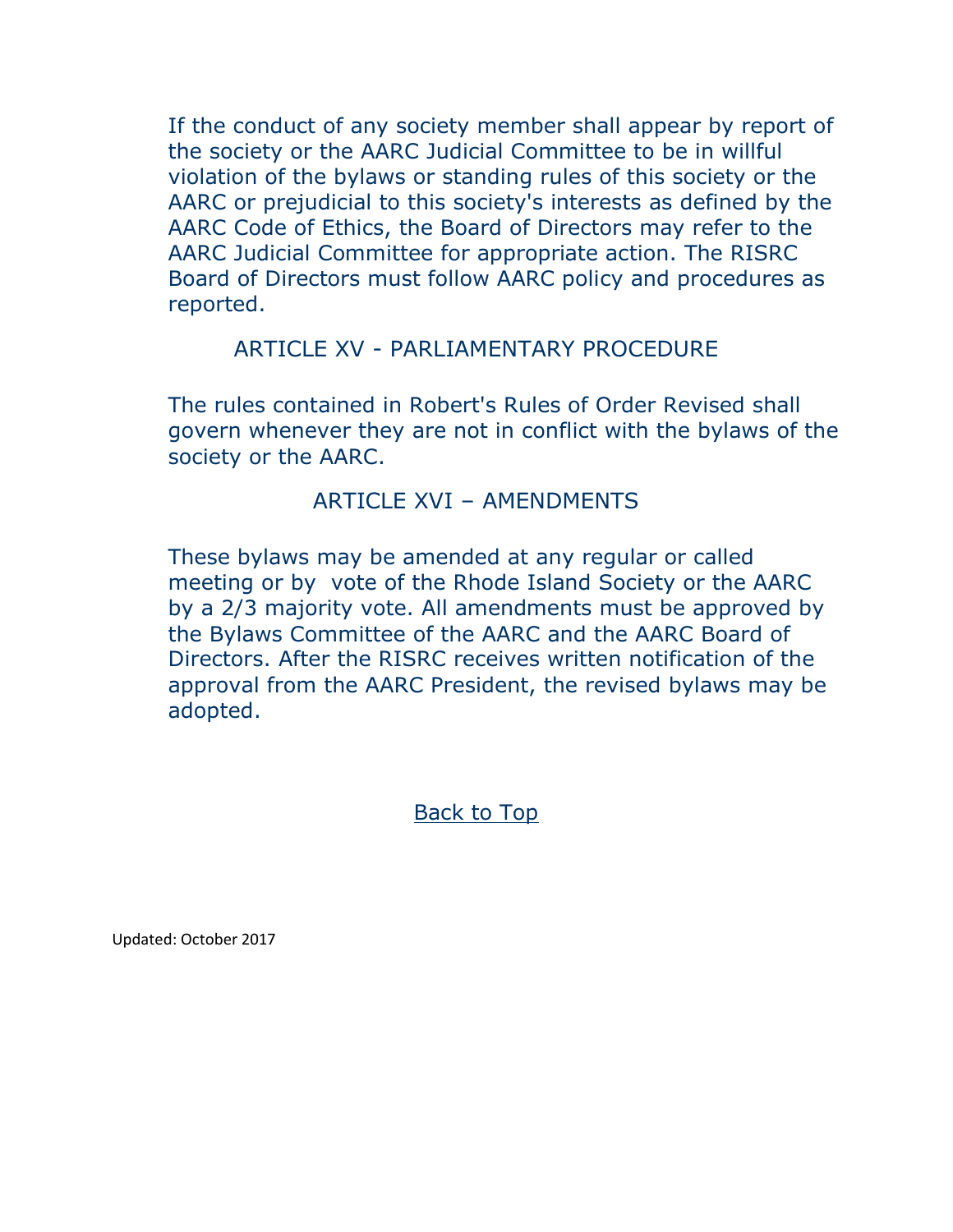If the conduct of any society member shall appear by report of the society or the AARC Judicial Committee to be in willful violation of the bylaws or standing rules of this society or the AARC or prejudicial to this society's interests as defined by the AARC Code of Ethics, the Board of Directors may refer to the AARC Judicial Committee for appropriate action. The RISRC Board of Directors must follow AARC policy and procedures as reported.

## ARTICLE XV - PARLIAMENTARY PROCEDURE

The rules contained in Robert's Rules of Order Revised shall govern whenever they are not in conflict with the bylaws of the society or the AARC.

## ARTICLE XVI – AMENDMENTS

These bylaws may be amended at any regular or called meeting or by vote of the Rhode Island Society or the AARC by a 2/3 majority vote. All amendments must be approved by the Bylaws Committee of the AARC and the AARC Board of Directors. After the RISRC receives written notification of the approval from the AARC President, the revised bylaws may be adopted.

Back to Top

Updated: October 2017